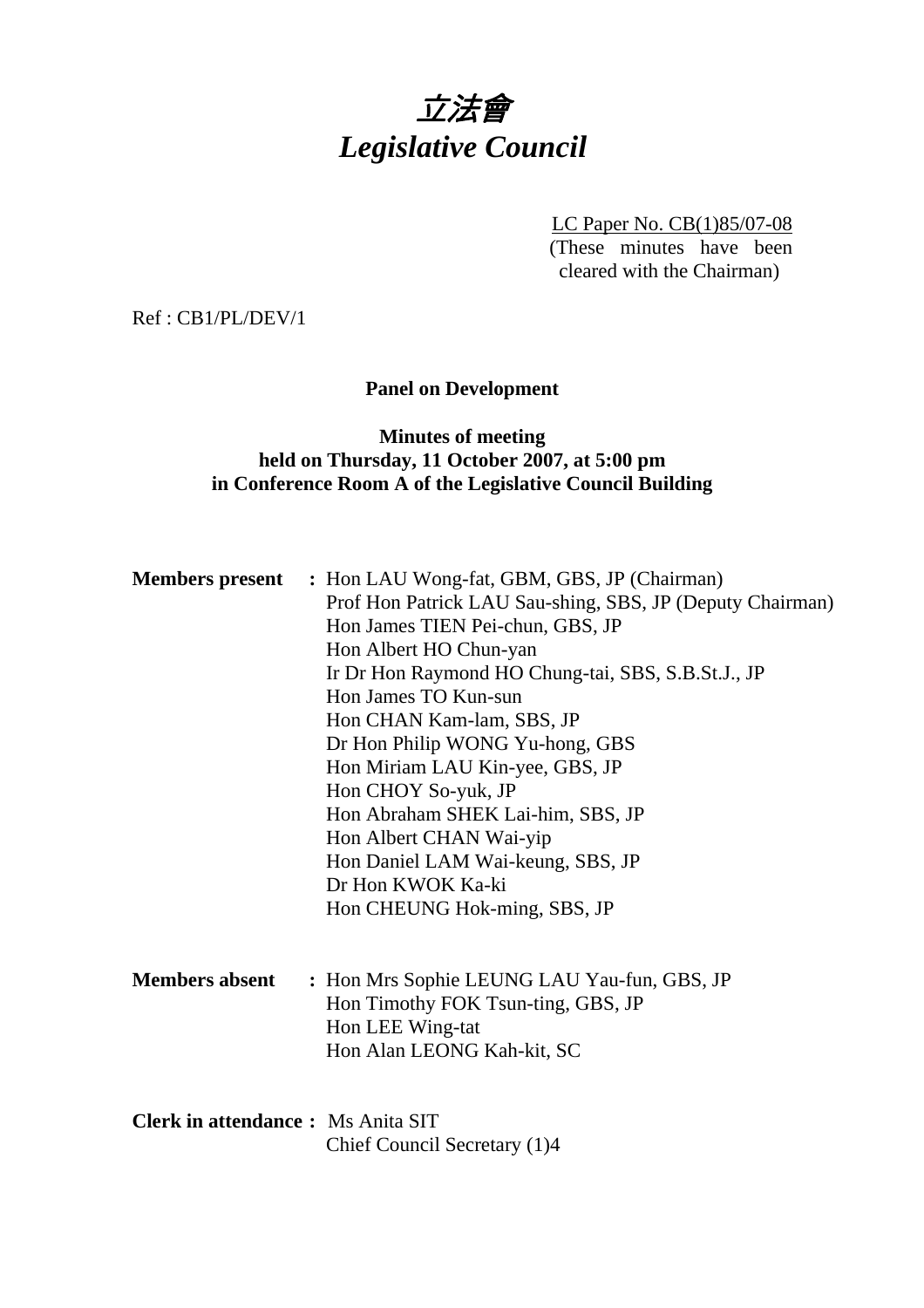# 立法會
# *Legislative Council*

LC Paper No. CB(1)85/07-08
(These minutes have been cleared with the Chairman)

Ref : CB1/PL/DEV/1

**Panel on Development**

**Minutes of meeting**
**held on Thursday, 11 October 2007, at 5:00 pm**
**in Conference Room A of the Legislative Council Building**

**Members present :** Hon LAU Wong-fat, GBM, GBS, JP (Chairman)
Prof Hon Patrick LAU Sau-shing, SBS, JP (Deputy Chairman)
Hon James TIEN Pei-chun, GBS, JP
Hon Albert HO Chun-yan
Ir Dr Hon Raymond HO Chung-tai, SBS, S.B.St.J., JP
Hon James TO Kun-sun
Hon CHAN Kam-lam, SBS, JP
Dr Hon Philip WONG Yu-hong, GBS
Hon Miriam LAU Kin-yee, GBS, JP
Hon CHOY So-yuk, JP
Hon Abraham SHEK Lai-him, SBS, JP
Hon Albert CHAN Wai-yip
Hon Daniel LAM Wai-keung, SBS, JP
Dr Hon KWOK Ka-ki
Hon CHEUNG Hok-ming, SBS, JP

**Members absent :** Hon Mrs Sophie LEUNG LAU Yau-fun, GBS, JP
Hon Timothy FOK Tsun-ting, GBS, JP
Hon LEE Wing-tat
Hon Alan LEONG Kah-kit, SC

**Clerk in attendance :** Ms Anita SIT
Chief Council Secretary (1)4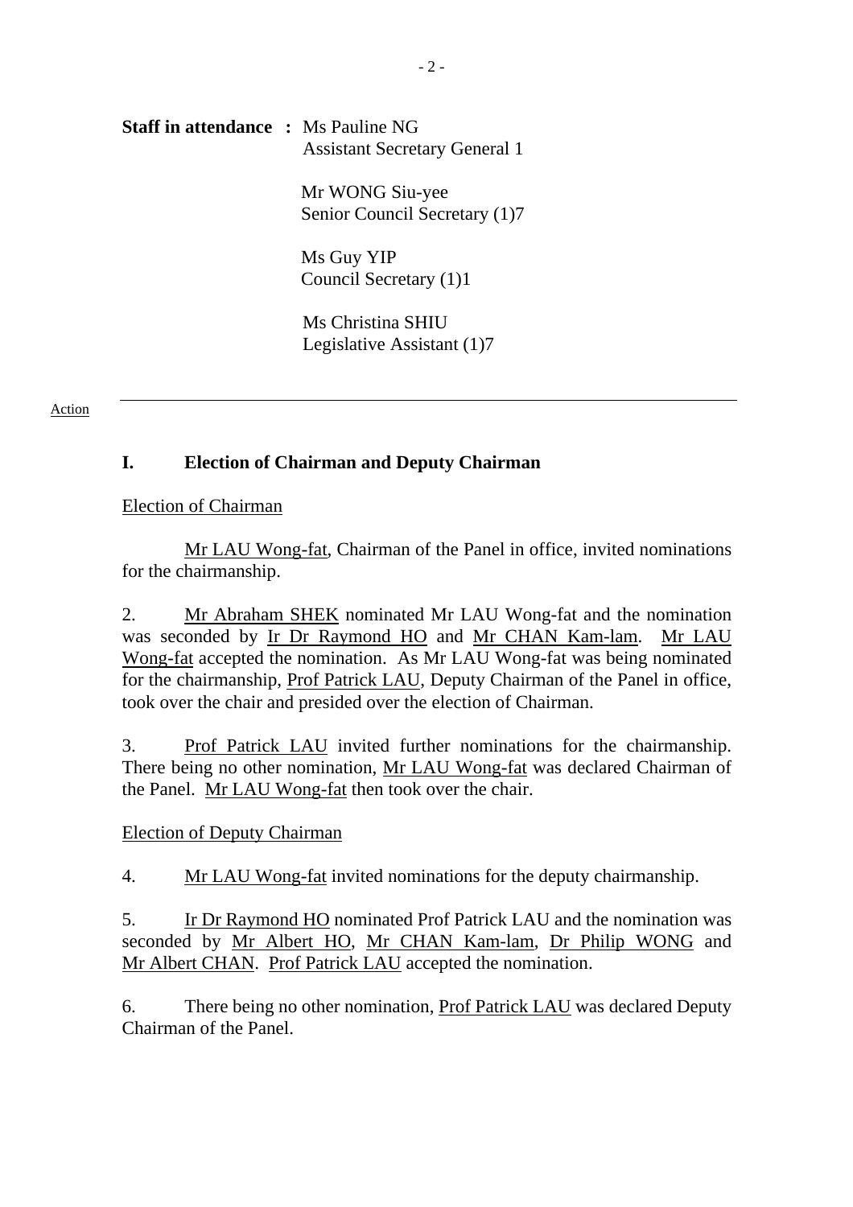**Staff in attendance :** Ms Pauline NG
Assistant Secretary General 1

Mr WONG Siu-yee
Senior Council Secretary (1)7

Ms Guy YIP
Council Secretary (1)1

Ms Christina SHIU
Legislative Assistant (1)7

---

Action

## I. Election of Chairman and Deputy Chairman

Election of Chairman

Mr LAU Wong-fat, Chairman of the Panel in office, invited nominations for the chairmanship.

2. Mr Abraham SHEK nominated Mr LAU Wong-fat and the nomination was seconded by Ir Dr Raymond HO and Mr CHAN Kam-lam. Mr LAU Wong-fat accepted the nomination. As Mr LAU Wong-fat was being nominated for the chairmanship, Prof Patrick LAU, Deputy Chairman of the Panel in office, took over the chair and presided over the election of Chairman.

3. Prof Patrick LAU invited further nominations for the chairmanship. There being no other nomination, Mr LAU Wong-fat was declared Chairman of the Panel. Mr LAU Wong-fat then took over the chair.

Election of Deputy Chairman

4. Mr LAU Wong-fat invited nominations for the deputy chairmanship.

5. Ir Dr Raymond HO nominated Prof Patrick LAU and the nomination was seconded by Mr Albert HO, Mr CHAN Kam-lam, Dr Philip WONG and Mr Albert CHAN. Prof Patrick LAU accepted the nomination.

6. There being no other nomination, Prof Patrick LAU was declared Deputy Chairman of the Panel.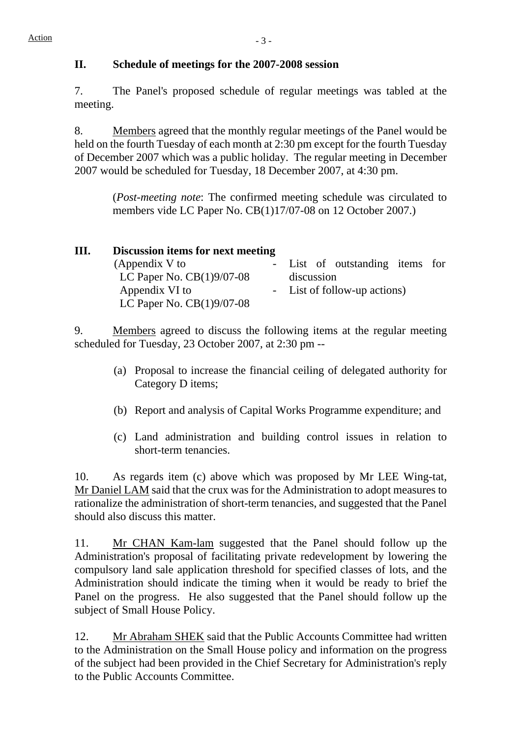Action

## II. Schedule of meetings for the 2007-2008 session

7. The Panel's proposed schedule of regular meetings was tabled at the meeting.

8. Members agreed that the monthly regular meetings of the Panel would be held on the fourth Tuesday of each month at 2:30 pm except for the fourth Tuesday of December 2007 which was a public holiday. The regular meeting in December 2007 would be scheduled for Tuesday, 18 December 2007, at 4:30 pm.

> (*Post-meeting note*: The confirmed meeting schedule was circulated to members vide LC Paper No. CB(1)17/07-08 on 12 October 2007.)

## III. Discussion items for next meeting

(Appendix V to LC Paper No. CB(1)9/07-08 - List of outstanding items for discussion
Appendix VI to LC Paper No. CB(1)9/07-08 - List of follow-up actions)

9. Members agreed to discuss the following items at the regular meeting scheduled for Tuesday, 23 October 2007, at 2:30 pm --

(a) Proposal to increase the financial ceiling of delegated authority for Category D items;

(b) Report and analysis of Capital Works Programme expenditure; and

(c) Land administration and building control issues in relation to short-term tenancies.

10. As regards item (c) above which was proposed by Mr LEE Wing-tat, Mr Daniel LAM said that the crux was for the Administration to adopt measures to rationalize the administration of short-term tenancies, and suggested that the Panel should also discuss this matter.

11. Mr CHAN Kam-lam suggested that the Panel should follow up the Administration's proposal of facilitating private redevelopment by lowering the compulsory land sale application threshold for specified classes of lots, and the Administration should indicate the timing when it would be ready to brief the Panel on the progress. He also suggested that the Panel should follow up the subject of Small House Policy.

12. Mr Abraham SHEK said that the Public Accounts Committee had written to the Administration on the Small House policy and information on the progress of the subject had been provided in the Chief Secretary for Administration's reply to the Public Accounts Committee.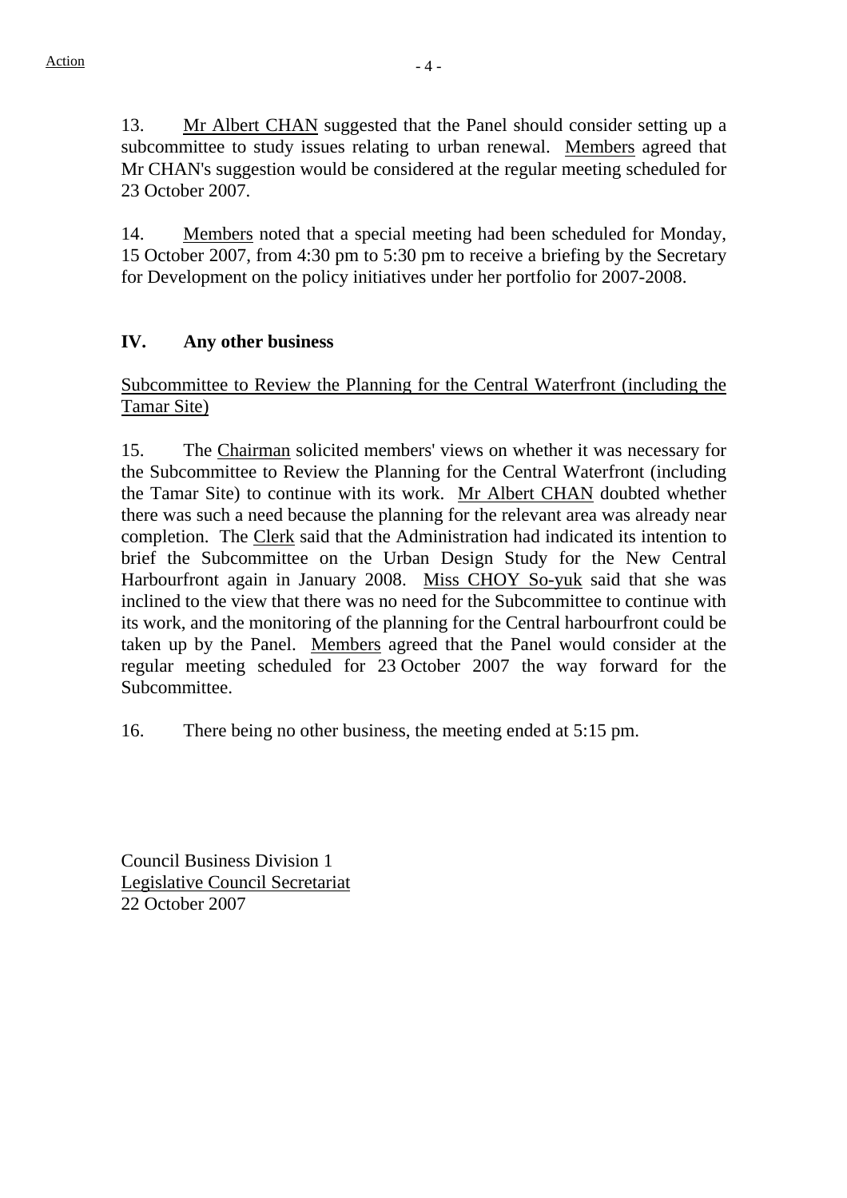13. Mr Albert CHAN suggested that the Panel should consider setting up a subcommittee to study issues relating to urban renewal. Members agreed that Mr CHAN's suggestion would be considered at the regular meeting scheduled for 23 October 2007.

14. Members noted that a special meeting had been scheduled for Monday, 15 October 2007, from 4:30 pm to 5:30 pm to receive a briefing by the Secretary for Development on the policy initiatives under her portfolio for 2007-2008.

## IV. Any other business

Subcommittee to Review the Planning for the Central Waterfront (including the Tamar Site)

15. The Chairman solicited members' views on whether it was necessary for the Subcommittee to Review the Planning for the Central Waterfront (including the Tamar Site) to continue with its work. Mr Albert CHAN doubted whether there was such a need because the planning for the relevant area was already near completion. The Clerk said that the Administration had indicated its intention to brief the Subcommittee on the Urban Design Study for the New Central Harbourfront again in January 2008. Miss CHOY So-yuk said that she was inclined to the view that there was no need for the Subcommittee to continue with its work, and the monitoring of the planning for the Central harbourfront could be taken up by the Panel. Members agreed that the Panel would consider at the regular meeting scheduled for 23 October 2007 the way forward for the Subcommittee.

16. There being no other business, the meeting ended at 5:15 pm.

Council Business Division 1
Legislative Council Secretariat
22 October 2007